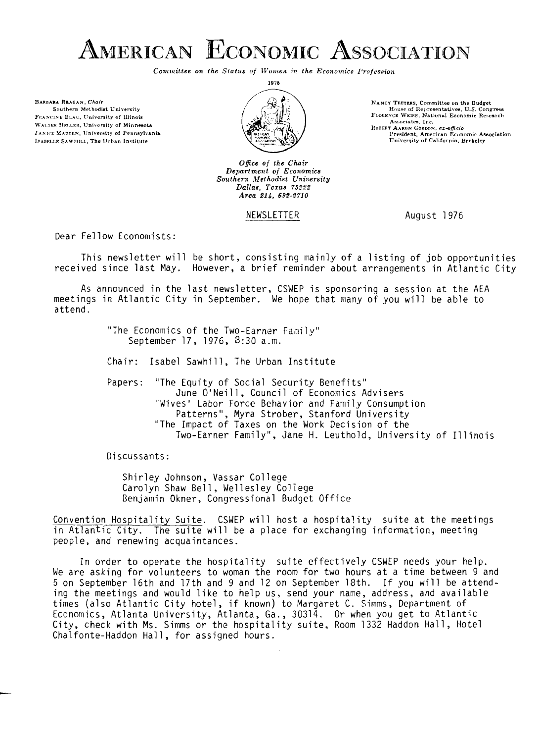# American Economic Association

*Committee on the Status of Women in the Economics Profession*

1976

**Barbara Reagan**, *Chair*
Southern Methodist University
**Francine Blau**, University of Illinois
**Walter Heller**, University of Minnesota
**Janice Madden**, University of Pennsylvania
**Isabelle Sawhill**, The Urban Institute

**Nancy Teeters**, Committee on the Budget
House of Representatives, U.S. Congress
**Florence Weiss**, National Economic Research Associates, Inc.
**Robert Aaron Gordon**, *ex-officio*
President, American Economic Association
University of California, Berkeley

*Office of the Chair*
*Department of Economics*
*Southern Methodist University*
*Dallas, Texas 75222*
*Area 214, 692-2710*

NEWSLETTER

August 1976

Dear Fellow Economists:

This newsletter will be short, consisting mainly of a listing of job opportunities received since last May. However, a brief reminder about arrangements in Atlantic City

As announced in the last newsletter, CSWEP is sponsoring a session at the AEA meetings in Atlantic City in September. We hope that many of you will be able to attend.

"The Economics of the Two-Earner Family"
September 17, 1976, 8:30 a.m.

Chair: Isabel Sawhill, The Urban Institute

Papers: "The Equity of Social Security Benefits"
June O'Neill, Council of Economics Advisers
"Wives' Labor Force Behavior and Family Consumption Patterns", Myra Strober, Stanford University
"The Impact of Taxes on the Work Decision of the Two-Earner Family", Jane H. Leuthold, University of Illinois

Discussants:

Shirley Johnson, Vassar College
Carolyn Shaw Bell, Wellesley College
Benjamin Okner, Congressional Budget Office

Convention Hospitality Suite. CSWEP will host a hospitality suite at the meetings in Atlantic City. The suite will be a place for exchanging information, meeting people, and renewing acquaintances.

In order to operate the hospitality suite effectively CSWEP needs your help. We are asking for volunteers to woman the room for two hours at a time between 9 and 5 on September 16th and 17th and 9 and 12 on September 18th. If you will be attending the meetings and would like to help us, send your name, address, and available times (also Atlantic City hotel, if known) to Margaret C. Simms, Department of Economics, Atlanta University, Atlanta, Ga., 30314. Or when you get to Atlantic City, check with Ms. Simms or the hospitality suite, Room 1332 Haddon Hall, Hotel Chalfonte-Haddon Hall, for assigned hours.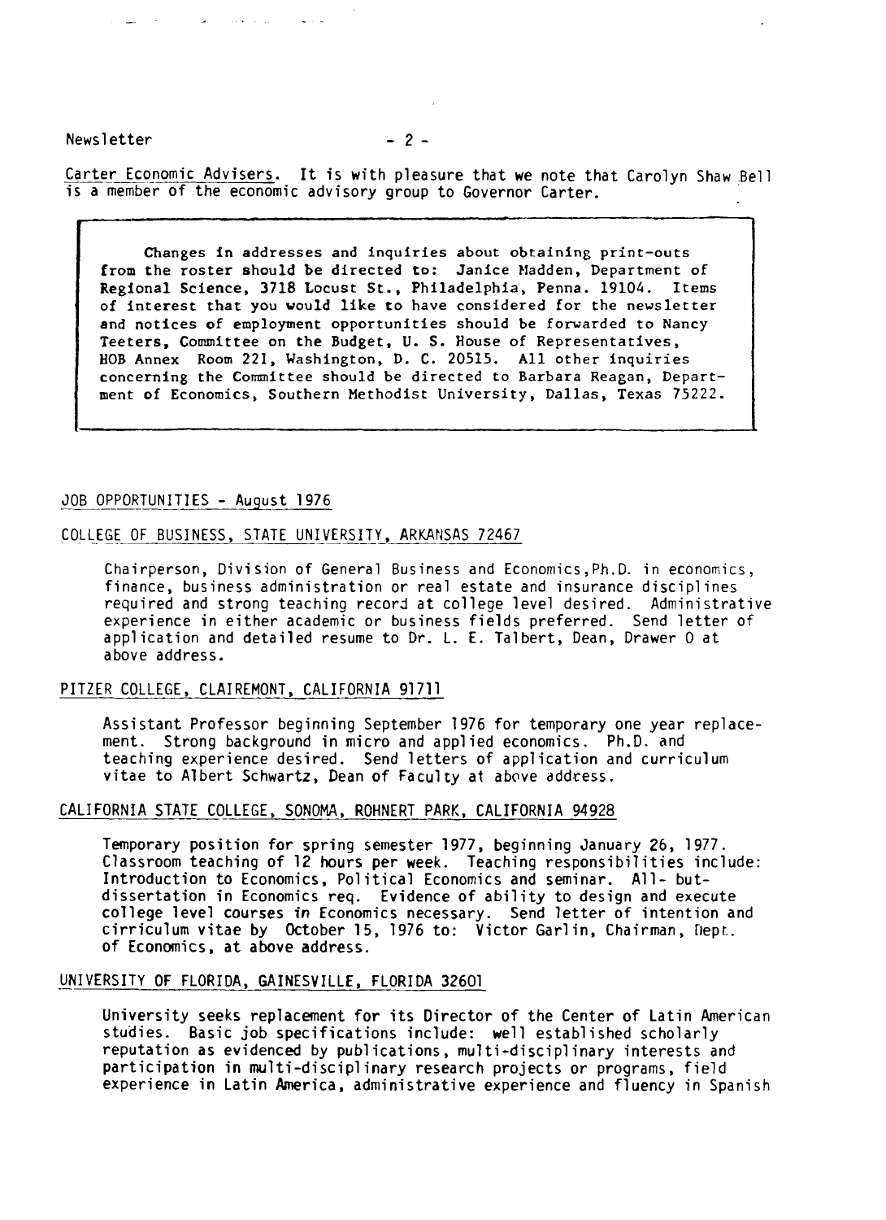Carter Economic Advisers. It is with pleasure that we note that Carolyn Shaw Bell is a member of the economic advisory group to Governor Carter.

> Changes in addresses and inquiries about obtaining print-outs from the roster should be directed to: Janice Madden, Department of Regional Science, 3718 Locust St., Philadelphia, Penna. 19104. Items of interest that you would like to have considered for the newsletter and notices of employment opportunities should be forwarded to Nancy Teeters, Committee on the Budget, U. S. House of Representatives, HOB Annex Room 221, Washington, D. C. 20515. All other inquiries concerning the Committee should be directed to Barbara Reagan, Department of Economics, Southern Methodist University, Dallas, Texas 75222.

## JOB OPPORTUNITIES - August 1976

### COLLEGE OF BUSINESS, STATE UNIVERSITY, ARKANSAS 72467

Chairperson, Division of General Business and Economics, Ph.D. in economics, finance, business administration or real estate and insurance disciplines required and strong teaching record at college level desired. Administrative experience in either academic or business fields preferred. Send letter of application and detailed resume to Dr. L. E. Talbert, Dean, Drawer O at above address.

### PITZER COLLEGE, CLAIREMONT, CALIFORNIA 91711

Assistant Professor beginning September 1976 for temporary one year replacement. Strong background in micro and applied economics. Ph.D. and teaching experience desired. Send letters of application and curriculum vitae to Albert Schwartz, Dean of Faculty at above address.

### CALIFORNIA STATE COLLEGE, SONOMA, ROHNERT PARK, CALIFORNIA 94928

Temporary position for spring semester 1977, beginning January 26, 1977. Classroom teaching of 12 hours per week. Teaching responsibilities include: Introduction to Economics, Political Economics and seminar. All- but-dissertation in Economics req. Evidence of ability to design and execute college level courses in Economics necessary. Send letter of intention and cirriculum vitae by October 15, 1976 to: Victor Garlin, Chairman, Dept. of Economics, at above address.

### UNIVERSITY OF FLORIDA, GAINESVILLE, FLORIDA 32601

University seeks replacement for its Director of the Center of Latin American studies. Basic job specifications include: well established scholarly reputation as evidenced by publications, multi-disciplinary interests and participation in multi-disciplinary research projects or programs, field experience in Latin America, administrative experience and fluency in Spanish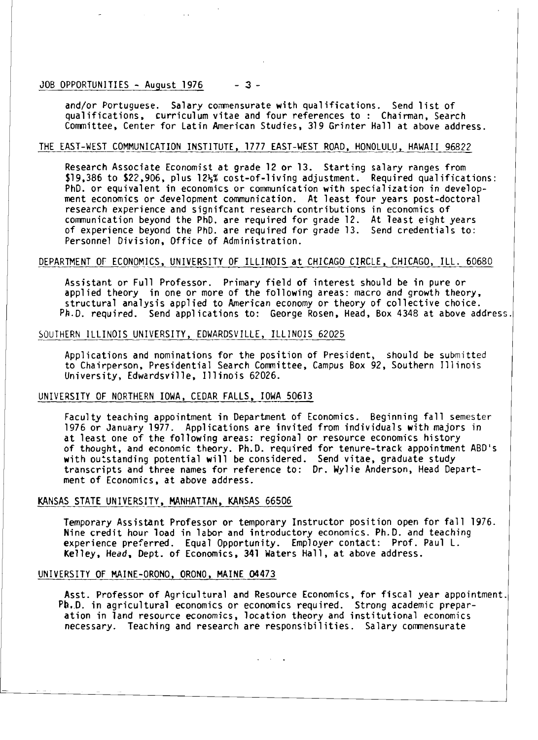and/or Portuguese. Salary commensurate with qualifications. Send list of qualifications, curriculum vitae and four references to : Chairman, Search Committee, Center for Latin American Studies, 319 Grinter Hall at above address.

## THE EAST-WEST COMMUNICATION INSTITUTE, 1777 EAST-WEST ROAD, HONOLULU, HAWAII 96822

Research Associate Economist at grade 12 or 13. Starting salary ranges from $19,386 to $22,906, plus 12½% cost-of-living adjustment. Required qualifications: PhD. or equivalent in economics or communication with specialization in development economics or development communication. At least four years post-doctoral research experience and signifcant research contributions in economics of communication beyond the PhD. are required for grade 12. At least eight years of experience beyond the PhD. are required for grade 13. Send credentials to: Personnel Division, Office of Administration.

## DEPARTMENT OF ECONOMICS, UNIVERSITY OF ILLINOIS at CHICAGO CIRCLE, CHICAGO, ILL. 60680

Assistant or Full Professor. Primary field of interest should be in pure or applied theory in one or more of the following areas: macro and growth theory, structural analysis applied to American economy or theory of collective choice. Ph.D. required. Send applications to: George Rosen, Head, Box 4348 at above address.

## SOUTHERN ILLINOIS UNIVERSITY, EDWARDSVILLE, ILLINOIS 62025

Applications and nominations for the position of President, should be submitted to Chairperson, Presidential Search Committee, Campus Box 92, Southern Illinois University, Edwardsville, Illinois 62026.

## UNIVERSITY OF NORTHERN IOWA, CEDAR FALLS, IOWA 50613

Faculty teaching appointment in Department of Economics. Beginning fall semester 1976 or January 1977. Applications are invited from individuals with majors in at least one of the following areas: regional or resource economics history of thought, and economic theory. Ph.D. required for tenure-track appointment ABD's with outstanding potential will be considered. Send vitae, graduate study transcripts and three names for reference to: Dr. Wylie Anderson, Head Department of Economics, at above address.

## KANSAS STATE UNIVERSITY, MANHATTAN, KANSAS 66506

Temporary Assistant Professor or temporary Instructor position open for fall 1976. Nine credit hour load in labor and introductory economics. Ph.D. and teaching experience preferred. Equal Opportunity. Employer contact: Prof. Paul L. Kelley, Head, Dept. of Economics, 341 Waters Hall, at above address.

## UNIVERSITY OF MAINE-ORONO, ORONO, MAINE 04473

Asst. Professor of Agricultural and Resource Economics, for fiscal year appointment. Ph.D. in agricultural economics or economics required. Strong academic preparation in land resource economics, location theory and institutional economics necessary. Teaching and research are responsibilities. Salary commensurate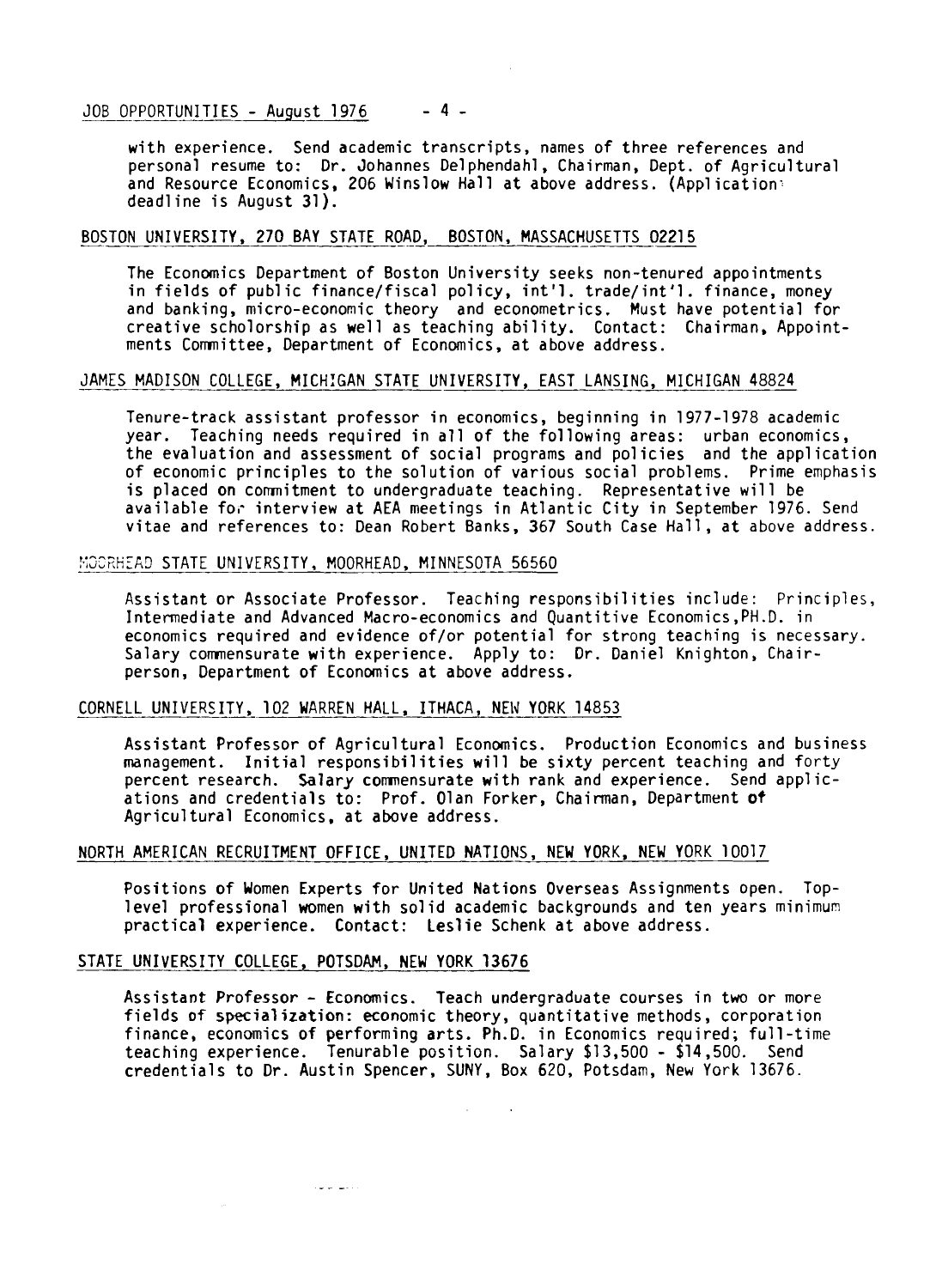with experience. Send academic transcripts, names of three references and personal resume to: Dr. Johannes Delphendahl, Chairman, Dept. of Agricultural and Resource Economics, 206 Winslow Hall at above address. (Application deadline is August 31).

## BOSTON UNIVERSITY, 270 BAY STATE ROAD, BOSTON, MASSACHUSETTS 02215

The Economics Department of Boston University seeks non-tenured appointments in fields of public finance/fiscal policy, int'l. trade/int'l. finance, money and banking, micro-economic theory and econometrics. Must have potential for creative scholorship as well as teaching ability. Contact: Chairman, Appointments Committee, Department of Economics, at above address.

## JAMES MADISON COLLEGE, MICHIGAN STATE UNIVERSITY, EAST LANSING, MICHIGAN 48824

Tenure-track assistant professor in economics, beginning in 1977-1978 academic year. Teaching needs required in all of the following areas: urban economics, the evaluation and assessment of social programs and policies and the application of economic principles to the solution of various social problems. Prime emphasis is placed on commitment to undergraduate teaching. Representative will be available for interview at AEA meetings in Atlantic City in September 1976. Send vitae and references to: Dean Robert Banks, 367 South Case Hall, at above address.

## MOORHEAD STATE UNIVERSITY, MOORHEAD, MINNESOTA 56560

Assistant or Associate Professor. Teaching responsibilities include: Principles, Intermediate and Advanced Macro-economics and Quantitive Economics,PH.D. in economics required and evidence of/or potential for strong teaching is necessary. Salary commensurate with experience. Apply to: Dr. Daniel Knighton, Chairperson, Department of Economics at above address.

## CORNELL UNIVERSITY, 102 WARREN HALL, ITHACA, NEW YORK 14853

Assistant Professor of Agricultural Economics. Production Economics and business management. Initial responsibilities will be sixty percent teaching and forty percent research. Salary commensurate with rank and experience. Send applications and credentials to: Prof. Olan Forker, Chairman, Department of Agricultural Economics, at above address.

## NORTH AMERICAN RECRUITMENT OFFICE, UNITED NATIONS, NEW YORK, NEW YORK 10017

Positions of Women Experts for United Nations Overseas Assignments open. Top-level professional women with solid academic backgrounds and ten years minimum practical experience. Contact: Leslie Schenk at above address.

## STATE UNIVERSITY COLLEGE, POTSDAM, NEW YORK 13676

Assistant Professor - Economics. Teach undergraduate courses in two or more fields of specialization: economic theory, quantitative methods, corporation finance, economics of performing arts. Ph.D. in Economics required; full-time teaching experience. Tenurable position. Salary $13,500 - $14,500. Send credentials to Dr. Austin Spencer, SUNY, Box 620, Potsdam, New York 13676.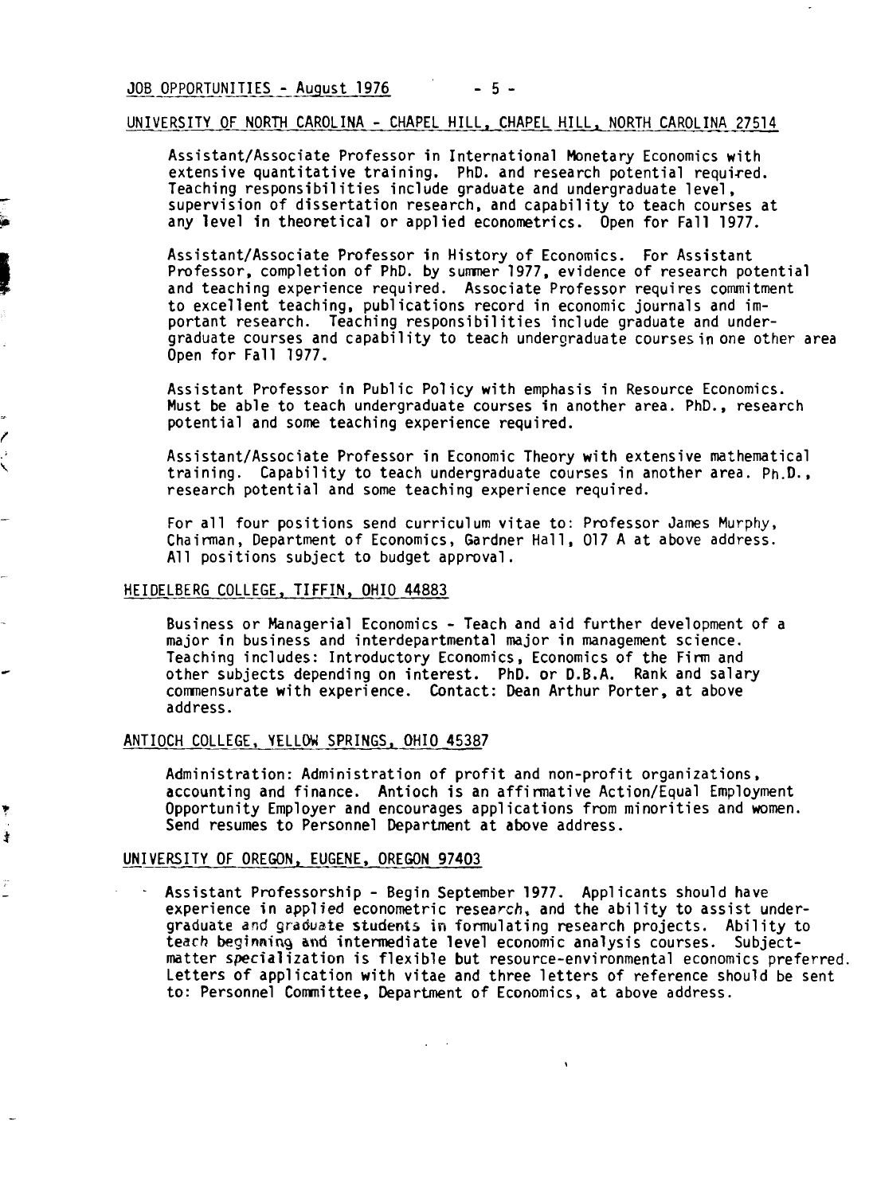## UNIVERSITY OF NORTH CAROLINA - CHAPEL HILL, CHAPEL HILL, NORTH CAROLINA 27514

Assistant/Associate Professor in International Monetary Economics with extensive quantitative training. PhD. and research potential required. Teaching responsibilities include graduate and undergraduate level, supervision of dissertation research, and capability to teach courses at any level in theoretical or applied econometrics. Open for Fall 1977.

Assistant/Associate Professor in History of Economics. For Assistant Professor, completion of PhD. by summer 1977, evidence of research potential and teaching experience required. Associate Professor requires commitment to excellent teaching, publications record in economic journals and important research. Teaching responsibilities include graduate and undergraduate courses and capability to teach undergraduate courses in one other area Open for Fall 1977.

Assistant Professor in Public Policy with emphasis in Resource Economics. Must be able to teach undergraduate courses in another area. PhD., research potential and some teaching experience required.

Assistant/Associate Professor in Economic Theory with extensive mathematical training. Capability to teach undergraduate courses in another area. Ph.D., research potential and some teaching experience required.

For all four positions send curriculum vitae to: Professor James Murphy, Chairman, Department of Economics, Gardner Hall, 017 A at above address. All positions subject to budget approval.

## HEIDELBERG COLLEGE, TIFFIN, OHIO 44883

Business or Managerial Economics - Teach and aid further development of a major in business and interdepartmental major in management science. Teaching includes: Introductory Economics, Economics of the Firm and other subjects depending on interest. PhD. or D.B.A. Rank and salary commensurate with experience. Contact: Dean Arthur Porter, at above address.

## ANTIOCH COLLEGE, YELLOW SPRINGS, OHIO 45387

Administration: Administration of profit and non-profit organizations, accounting and finance. Antioch is an affirmative Action/Equal Employment Opportunity Employer and encourages applications from minorities and women. Send resumes to Personnel Department at above address.

## UNIVERSITY OF OREGON, EUGENE, OREGON 97403

- Assistant Professorship - Begin September 1977. Applicants should have experience in applied econometric research, and the ability to assist undergraduate and graduate students in formulating research projects. Ability to teach beginning and intermediate level economic analysis courses. Subject-matter specialization is flexible but resource-environmental economics preferred. Letters of application with vitae and three letters of reference should be sent to: Personnel Committee, Department of Economics, at above address.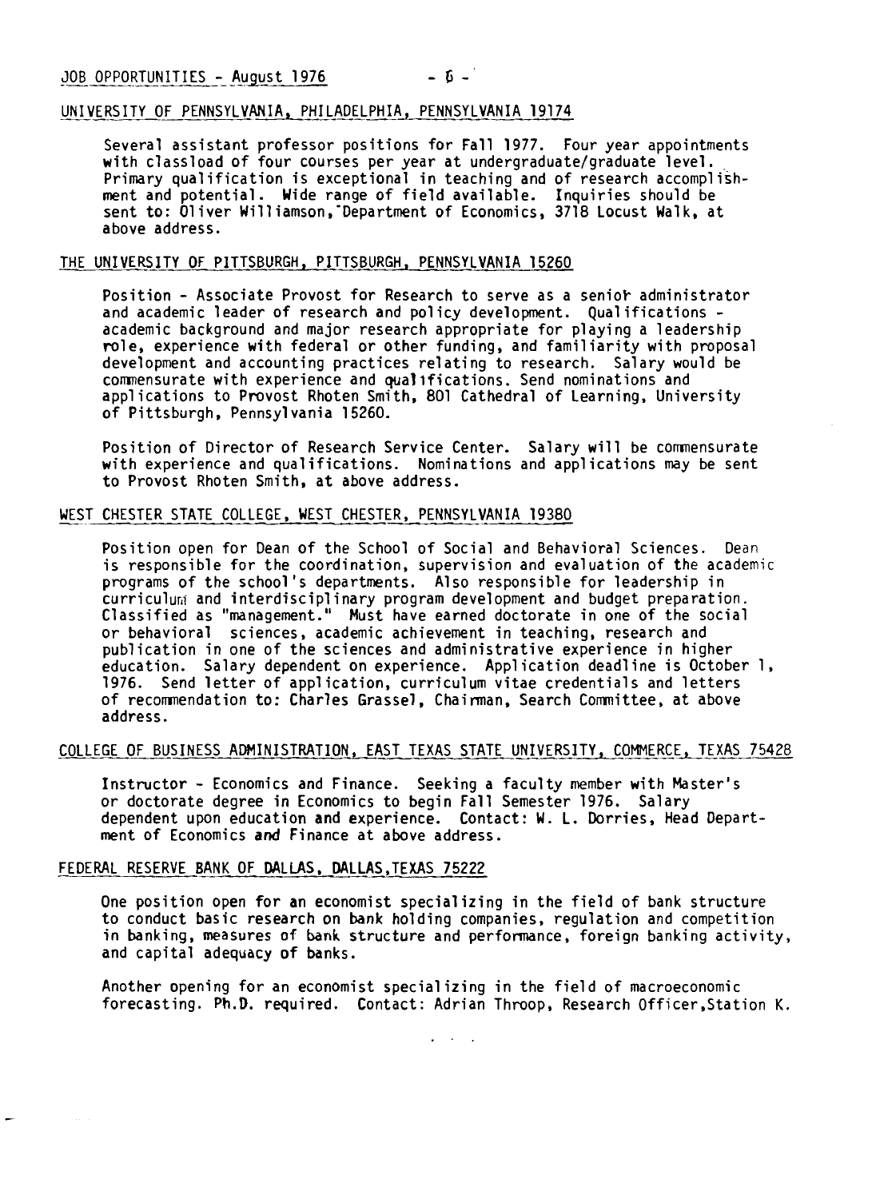## UNIVERSITY OF PENNSYLVANIA, PHILADELPHIA, PENNSYLVANIA 19174

Several assistant professor positions for Fall 1977. Four year appointments with classload of four courses per year at undergraduate/graduate level. Primary qualification is exceptional in teaching and of research accomplishment and potential. Wide range of field available. Inquiries should be sent to: Oliver Williamson, Department of Economics, 3718 Locust Walk, at above address.

## THE UNIVERSITY OF PITTSBURGH, PITTSBURGH, PENNSYLVANIA 15260

Position - Associate Provost for Research to serve as a senior administrator and academic leader of research and policy development. Qualifications - academic background and major research appropriate for playing a leadership role, experience with federal or other funding, and familiarity with proposal development and accounting practices relating to research. Salary would be commensurate with experience and qualifications. Send nominations and applications to Provost Rhoten Smith, 801 Cathedral of Learning, University of Pittsburgh, Pennsylvania 15260.

Position of Director of Research Service Center. Salary will be commensurate with experience and qualifications. Nominations and applications may be sent to Provost Rhoten Smith, at above address.

## WEST CHESTER STATE COLLEGE, WEST CHESTER, PENNSYLVANIA 19380

Position open for Dean of the School of Social and Behavioral Sciences. Dean is responsible for the coordination, supervision and evaluation of the academic programs of the school's departments. Also responsible for leadership in curriculum and interdisciplinary program development and budget preparation. Classified as "management." Must have earned doctorate in one of the social or behavioral sciences, academic achievement in teaching, research and publication in one of the sciences and administrative experience in higher education. Salary dependent on experience. Application deadline is October 1, 1976. Send letter of application, curriculum vitae credentials and letters of recommendation to: Charles Grassel, Chairman, Search Committee, at above address.

## COLLEGE OF BUSINESS ADMINISTRATION, EAST TEXAS STATE UNIVERSITY, COMMERCE, TEXAS 75428

Instructor - Economics and Finance. Seeking a faculty member with Master's or doctorate degree in Economics to begin Fall Semester 1976. Salary dependent upon education and experience. Contact: W. L. Dorries, Head Department of Economics and Finance at above address.

## FEDERAL RESERVE BANK OF DALLAS, DALLAS, TEXAS 75222

One position open for an economist specializing in the field of bank structure to conduct basic research on bank holding companies, regulation and competition in banking, measures of bank structure and performance, foreign banking activity, and capital adequacy of banks.

Another opening for an economist specializing in the field of macroeconomic forecasting. Ph.D. required. Contact: Adrian Throop, Research Officer, Station K.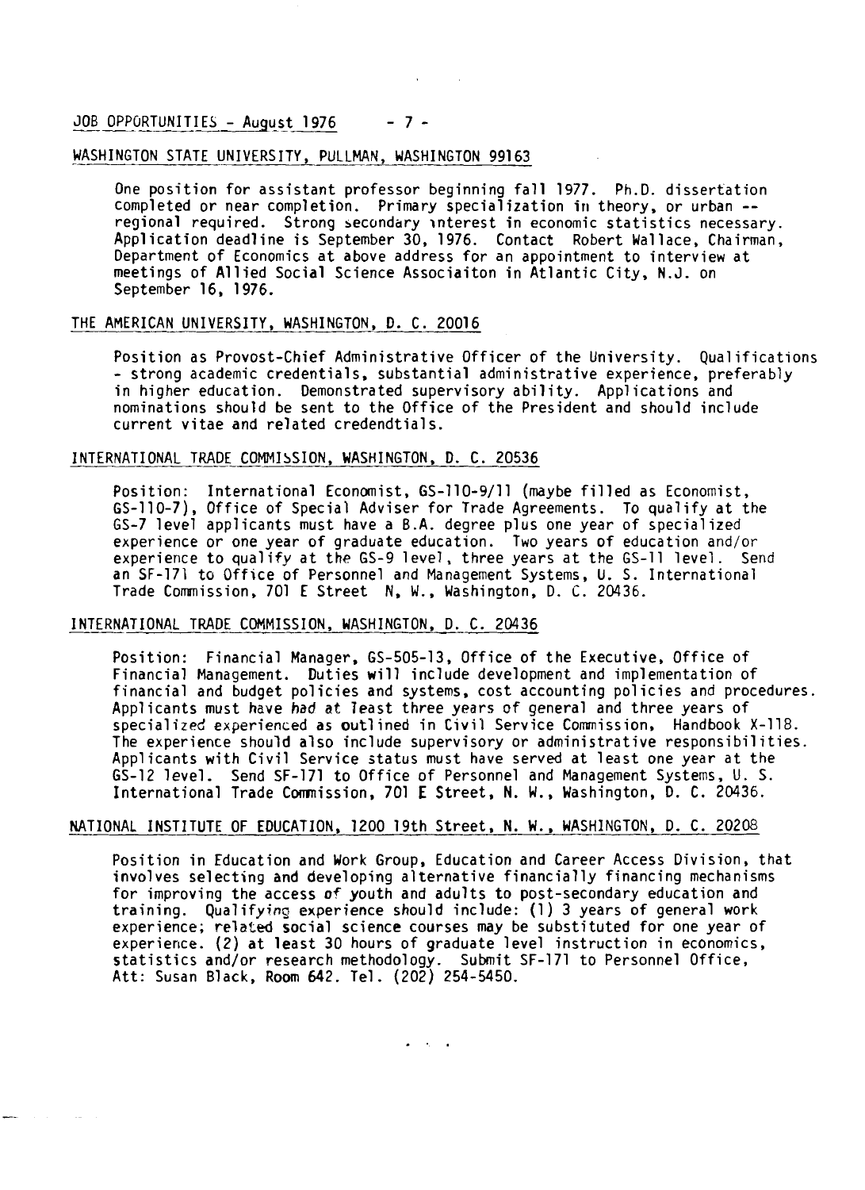WASHINGTON STATE UNIVERSITY, PULLMAN, WASHINGTON 99163

One position for assistant professor beginning fall 1977. Ph.D. dissertation completed or near completion. Primary specialization in theory, or urban -- regional required. Strong secondary interest in economic statistics necessary. Application deadline is September 30, 1976. Contact Robert Wallace, Chairman, Department of Economics at above address for an appointment to interview at meetings of Allied Social Science Associaiton in Atlantic City, N.J. on September 16, 1976.

THE AMERICAN UNIVERSITY, WASHINGTON, D. C. 20016

Position as Provost-Chief Administrative Officer of the University. Qualifications - strong academic credentials, substantial administrative experience, preferably in higher education. Demonstrated supervisory ability. Applications and nominations should be sent to the Office of the President and should include current vitae and related credendtials.

INTERNATIONAL TRADE COMMISSION, WASHINGTON, D. C. 20536

Position: International Economist, GS-110-9/11 (maybe filled as Economist, GS-110-7), Office of Special Adviser for Trade Agreements. To qualify at the GS-7 level applicants must have a B.A. degree plus one year of specialized experience or one year of graduate education. Two years of education and/or experience to qualify at the GS-9 level, three years at the GS-11 level. Send an SF-171 to Office of Personnel and Management Systems, U. S. International Trade Commission, 701 E Street N, W., Washington, D. C. 20436.

INTERNATIONAL TRADE COMMISSION, WASHINGTON, D. C. 20436

Position: Financial Manager, GS-505-13, Office of the Executive, Office of Financial Management. Duties will include development and implementation of financial and budget policies and systems, cost accounting policies and procedures. Applicants must have had at least three years of general and three years of specialized experienced as outlined in Civil Service Commission, Handbook X-118. The experience should also include supervisory or administrative responsibilities. Applicants with Civil Service status must have served at least one year at the GS-12 level. Send SF-171 to Office of Personnel and Management Systems, U. S. International Trade Commission, 701 E Street, N. W., Washington, D. C. 20436.

NATIONAL INSTITUTE OF EDUCATION, 1200 19th Street, N. W., WASHINGTON, D. C. 20208

Position in Education and Work Group, Education and Career Access Division, that involves selecting and developing alternative financially financing mechanisms for improving the access of youth and adults to post-secondary education and training. Qualifying experience should include: (1) 3 years of general work experience; related social science courses may be substituted for one year of experience. (2) at least 30 hours of graduate level instruction in economics, statistics and/or research methodology. Submit SF-171 to Personnel Office, Att: Susan Black, Room 642. Tel. (202) 254-5450.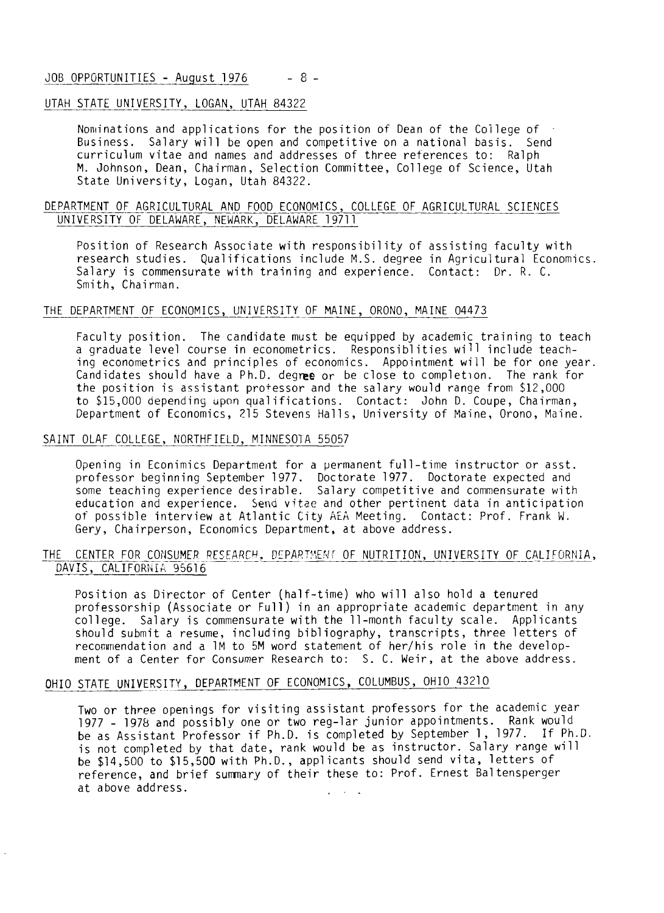UTAH STATE UNIVERSITY, LOGAN, UTAH 84322

Nominations and applications for the position of Dean of the College of Business. Salary will be open and competitive on a national basis. Send curriculum vitae and names and addresses of three references to: Ralph M. Johnson, Dean, Chairman, Selection Committee, College of Science, Utah State University, Logan, Utah 84322.

DEPARTMENT OF AGRICULTURAL AND FOOD ECONOMICS, COLLEGE OF AGRICULTURAL SCIENCES UNIVERSITY OF DELAWARE, NEWARK, DELAWARE 19711

Position of Research Associate with responsibility of assisting faculty with research studies. Qualifications include M.S. degree in Agricultural Economics. Salary is commensurate with training and experience. Contact: Dr. R. C. Smith, Chairman.

THE DEPARTMENT OF ECONOMICS, UNIVERSITY OF MAINE, ORONO, MAINE 04473

Faculty position. The candidate must be equipped by academic training to teach a graduate level course in econometrics. Responsiblities will include teaching econometrics and principles of economics. Appointment will be for one year. Candidates should have a Ph.D. degree or be close to completion. The rank for the position is assistant professor and the salary would range from $12,000 to $15,000 depending upon qualifications. Contact: John D. Coupe, Chairman, Department of Economics, 215 Stevens Halls, University of Maine, Orono, Maine.

SAINT OLAF COLLEGE, NORTHFIELD, MINNESOTA 55057

Opening in Econimics Department for a permanent full-time instructor or asst. professor beginning September 1977. Doctorate 1977. Doctorate expected and some teaching experience desirable. Salary competitive and commensurate with education and experience. Send vitae and other pertinent data in anticipation of possible interview at Atlantic City AEA Meeting. Contact: Prof. Frank W. Gery, Chairperson, Economics Department, at above address.

THE CENTER FOR CONSUMER RESEARCH, DEPARTMENT OF NUTRITION, UNIVERSITY OF CALIFORNIA, DAVIS, CALIFORNIA 95616

Position as Director of Center (half-time) who will also hold a tenured professorship (Associate or Full) in an appropriate academic department in any college. Salary is commensurate with the 11-month faculty scale. Applicants should submit a resume, including bibliography, transcripts, three letters of recommendation and a 1M to 5M word statement of her/his role in the development of a Center for Consumer Research to: S. C. Weir, at the above address.

OHIO STATE UNIVERSITY, DEPARTMENT OF ECONOMICS, COLUMBUS, OHIO 43210

Two or three openings for visiting assistant professors for the academic year 1977 - 1978 and possibly one or two reg-lar junior appointments. Rank would be as Assistant Professor if Ph.D. is completed by September 1, 1977. If Ph.D. is not completed by that date, rank would be as instructor. Salary range will be $14,500 to $15,500 with Ph.D., applicants should send vita, letters of reference, and brief summary of their these to: Prof. Ernest Baltensperger at above address.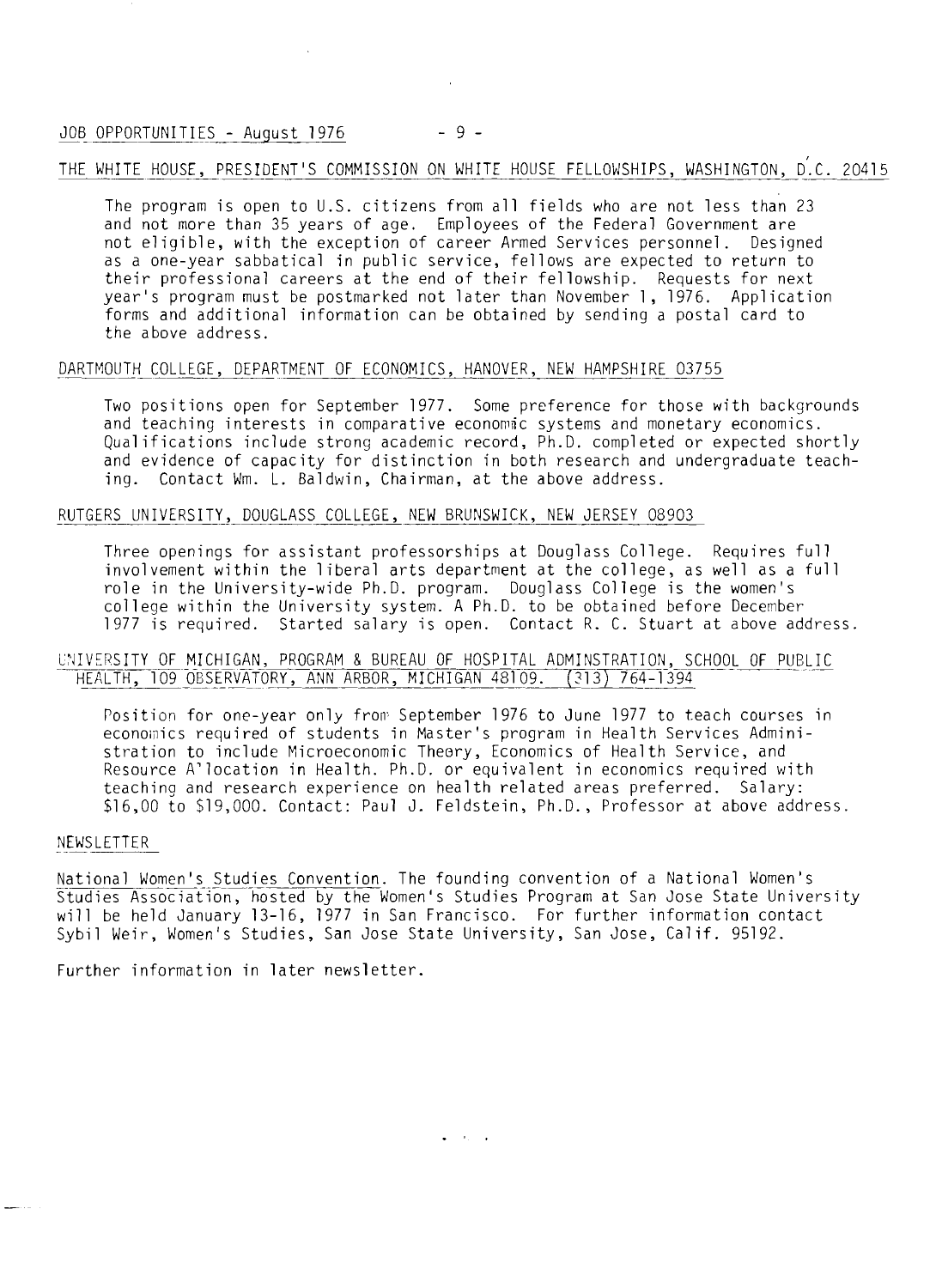## THE WHITE HOUSE, PRESIDENT'S COMMISSION ON WHITE HOUSE FELLOWSHIPS, WASHINGTON, D.C. 20415

The program is open to U.S. citizens from all fields who are not less than 23 and not more than 35 years of age. Employees of the Federal Government are not eligible, with the exception of career Armed Services personnel. Designed as a one-year sabbatical in public service, fellows are expected to return to their professional careers at the end of their fellowship. Requests for next year's program must be postmarked not later than November 1, 1976. Application forms and additional information can be obtained by sending a postal card to the above address.

## DARTMOUTH COLLEGE, DEPARTMENT OF ECONOMICS, HANOVER, NEW HAMPSHIRE 03755

Two positions open for September 1977. Some preference for those with backgrounds and teaching interests in comparative economic systems and monetary economics. Qualifications include strong academic record, Ph.D. completed or expected shortly and evidence of capacity for distinction in both research and undergraduate teaching. Contact Wm. L. Baldwin, Chairman, at the above address.

## RUTGERS UNIVERSITY, DOUGLASS COLLEGE, NEW BRUNSWICK, NEW JERSEY 08903

Three openings for assistant professorships at Douglass College. Requires full involvement within the liberal arts department at the college, as well as a full role in the University-wide Ph.D. program. Douglass College is the women's college within the University system. A Ph.D. to be obtained before December 1977 is required. Started salary is open. Contact R. C. Stuart at above address.

## UNIVERSITY OF MICHIGAN, PROGRAM & BUREAU OF HOSPITAL ADMINSTRATION, SCHOOL OF PUBLIC HEALTH, 109 OBSERVATORY, ANN ARBOR, MICHIGAN 48109. (313) 764-1394

Position for one-year only from September 1976 to June 1977 to teach courses in economics required of students in Master's program in Health Services Administration to include Microeconomic Theory, Economics of Health Service, and Resource Allocation in Health. Ph.D. or equivalent in economics required with teaching and research experience on health related areas preferred. Salary: $16,00 to $19,000. Contact: Paul J. Feldstein, Ph.D., Professor at above address.

## NEWSLETTER

National Women's Studies Convention. The founding convention of a National Women's Studies Association, hosted by the Women's Studies Program at San Jose State University will be held January 13-16, 1977 in San Francisco. For further information contact Sybil Weir, Women's Studies, San Jose State University, San Jose, Calif. 95192.

Further information in later newsletter.